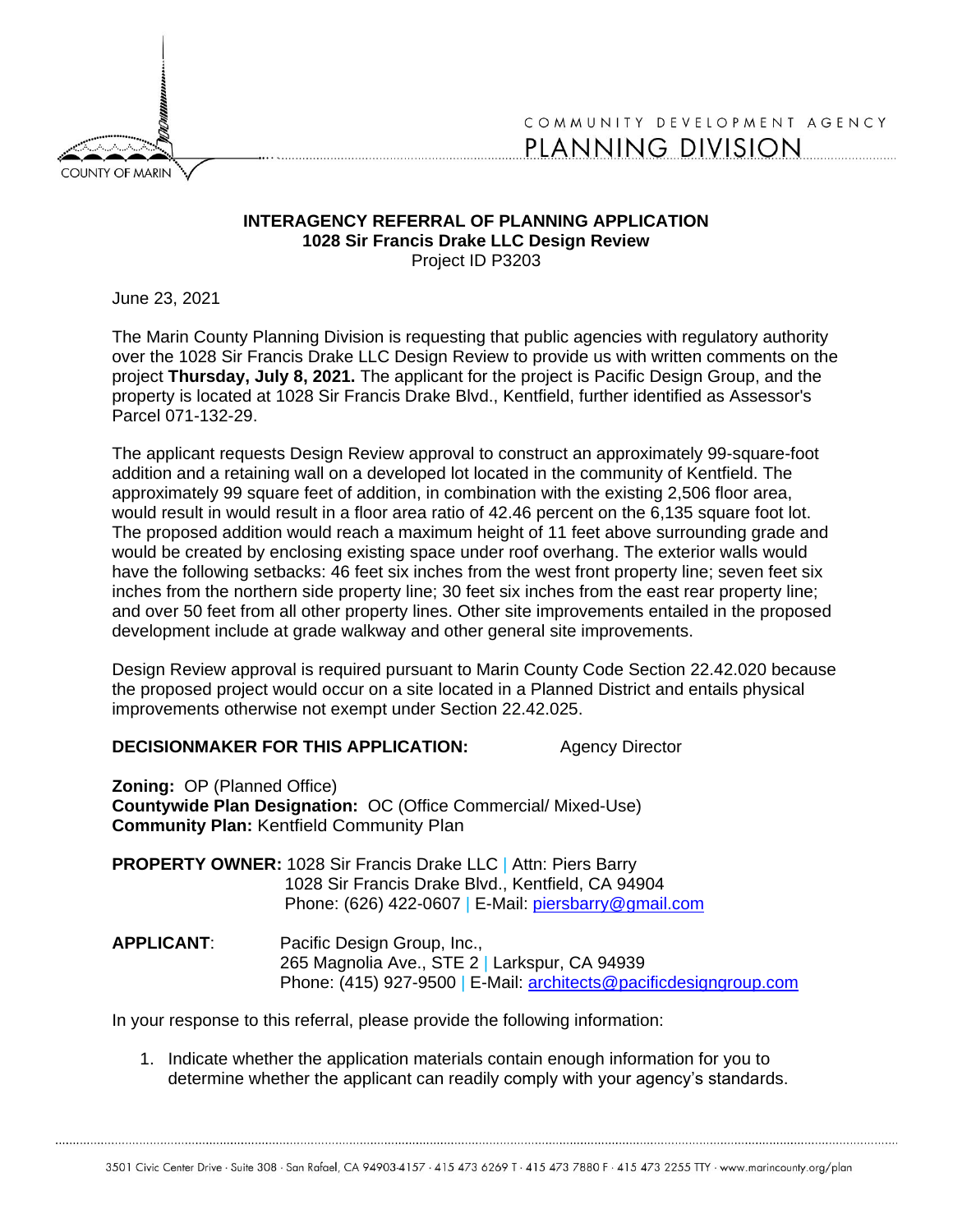COUNTY OF MARIN

COMMUNITY DEVELOPMENT AGENCY

PLANNING DIVISION

**INTERAGENCY REFERRAL OF PLANNING APPLICATION**
**1028 Sir Francis Drake LLC Design Review**
Project ID P3203

June 23, 2021

The Marin County Planning Division is requesting that public agencies with regulatory authority over the 1028 Sir Francis Drake LLC Design Review to provide us with written comments on the project **Thursday, July 8, 2021.** The applicant for the project is Pacific Design Group, and the property is located at 1028 Sir Francis Drake Blvd., Kentfield, further identified as Assessor's Parcel 071-132-29.

The applicant requests Design Review approval to construct an approximately 99-square-foot addition and a retaining wall on a developed lot located in the community of Kentfield. The approximately 99 square feet of addition, in combination with the existing 2,506 floor area, would result in would result in a floor area ratio of 42.46 percent on the 6,135 square foot lot. The proposed addition would reach a maximum height of 11 feet above surrounding grade and would be created by enclosing existing space under roof overhang. The exterior walls would have the following setbacks: 46 feet six inches from the west front property line; seven feet six inches from the northern side property line; 30 feet six inches from the east rear property line; and over 50 feet from all other property lines. Other site improvements entailed in the proposed development include at grade walkway and other general site improvements.

Design Review approval is required pursuant to Marin County Code Section 22.42.020 because the proposed project would occur on a site located in a Planned District and entails physical improvements otherwise not exempt under Section 22.42.025.

**DECISIONMAKER FOR THIS APPLICATION:** Agency Director

**Zoning:** OP (Planned Office)
**Countywide Plan Designation:** OC (Office Commercial/ Mixed-Use)
**Community Plan:** Kentfield Community Plan

**PROPERTY OWNER:** 1028 Sir Francis Drake LLC | Attn: Piers Barry
1028 Sir Francis Drake Blvd., Kentfield, CA 94904
Phone: (626) 422-0607 | E-Mail: piersbarry@gmail.com

**APPLICANT**: Pacific Design Group, Inc.,
265 Magnolia Ave., STE 2 | Larkspur, CA 94939
Phone: (415) 927-9500 | E-Mail: architects@pacificdesigngroup.com

In your response to this referral, please provide the following information:

1. Indicate whether the application materials contain enough information for you to determine whether the applicant can readily comply with your agency's standards.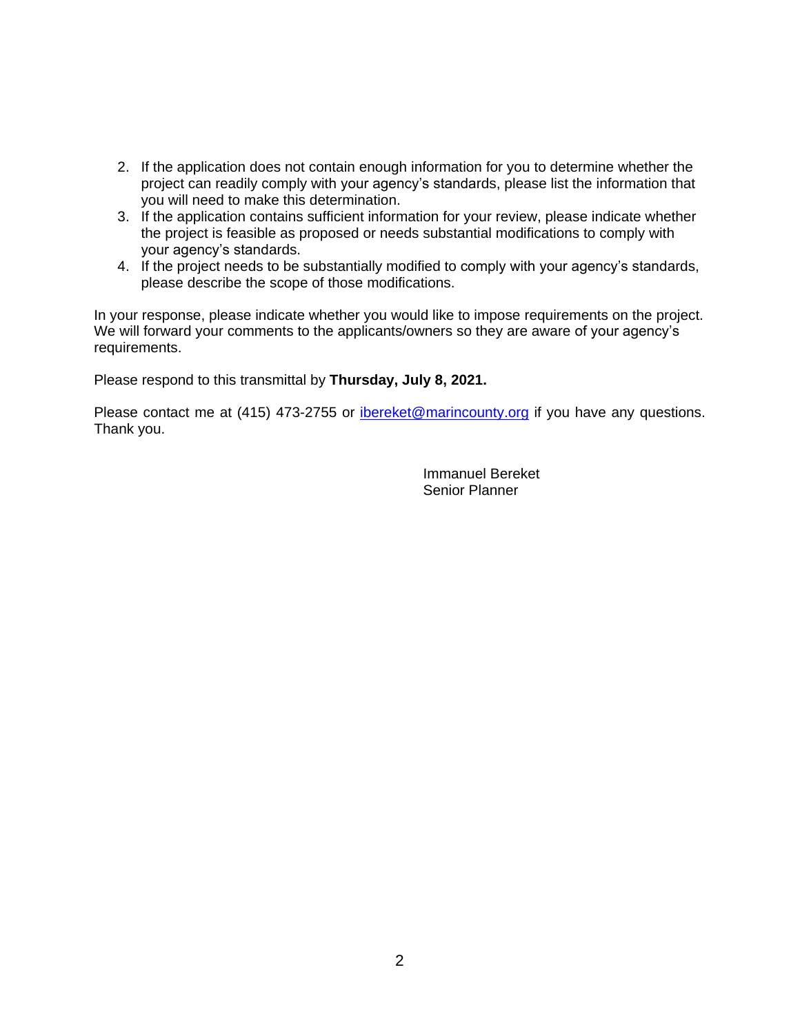2. If the application does not contain enough information for you to determine whether the project can readily comply with your agency's standards, please list the information that you will need to make this determination.
3. If the application contains sufficient information for your review, please indicate whether the project is feasible as proposed or needs substantial modifications to comply with your agency's standards.
4. If the project needs to be substantially modified to comply with your agency's standards, please describe the scope of those modifications.

In your response, please indicate whether you would like to impose requirements on the project. We will forward your comments to the applicants/owners so they are aware of your agency's requirements.

Please respond to this transmittal by **Thursday, July 8, 2021.**

Please contact me at (415) 473-2755 or ibereket@marincounty.org if you have any questions. Thank you.

Immanuel Bereket
Senior Planner